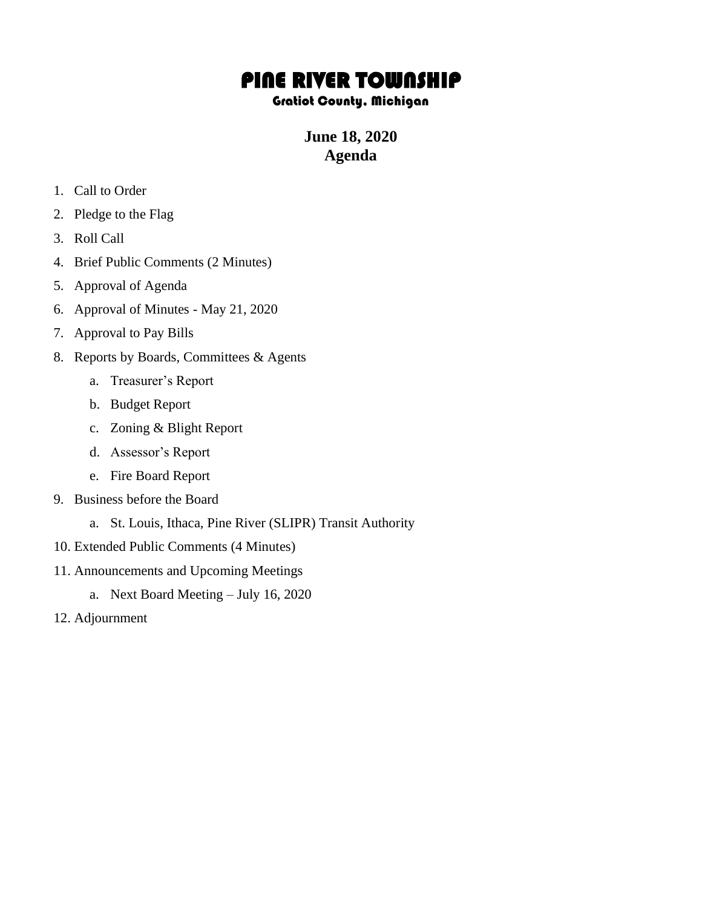# PINE RIVER TOWNSHIP

### Gratiot County, Michigan

## June 18, 2020
## Agenda

1. Call to Order
2. Pledge to the Flag
3. Roll Call
4. Brief Public Comments (2 Minutes)
5. Approval of Agenda
6. Approval of Minutes - May 21, 2020
7. Approval to Pay Bills
8. Reports by Boards, Committees & Agents
    a. Treasurer's Report
    b. Budget Report
    c. Zoning & Blight Report
    d. Assessor's Report
    e. Fire Board Report
9. Business before the Board
    a. St. Louis, Ithaca, Pine River (SLIPR) Transit Authority
10. Extended Public Comments (4 Minutes)
11. Announcements and Upcoming Meetings
    a. Next Board Meeting – July 16, 2020
12. Adjournment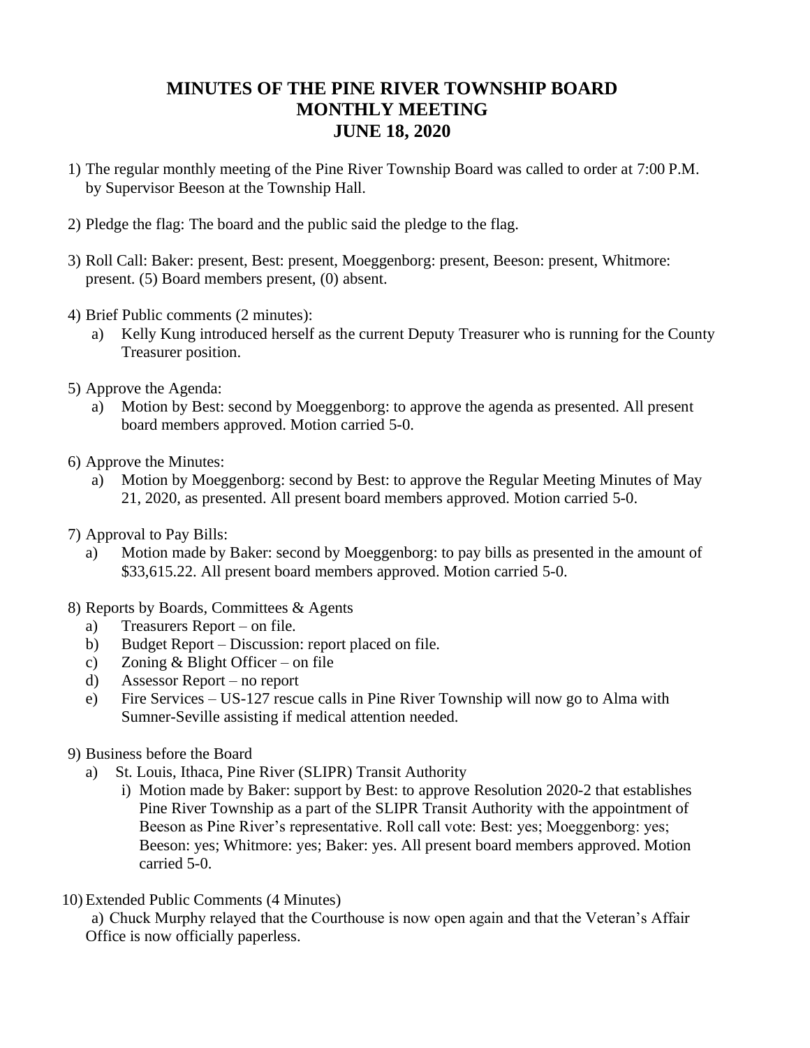# MINUTES OF THE PINE RIVER TOWNSHIP BOARD MONTHLY MEETING JUNE 18, 2020

1) The regular monthly meeting of the Pine River Township Board was called to order at 7:00 P.M. by Supervisor Beeson at the Township Hall.

2) Pledge the flag: The board and the public said the pledge to the flag.

3) Roll Call: Baker: present, Best: present, Moeggenborg: present, Beeson: present, Whitmore: present. (5) Board members present, (0) absent.

4) Brief Public comments (2 minutes):
   a) Kelly Kung introduced herself as the current Deputy Treasurer who is running for the County Treasurer position.

5) Approve the Agenda:
   a) Motion by Best: second by Moeggenborg: to approve the agenda as presented. All present board members approved. Motion carried 5-0.

6) Approve the Minutes:
   a) Motion by Moeggenborg: second by Best: to approve the Regular Meeting Minutes of May 21, 2020, as presented. All present board members approved. Motion carried 5-0.

7) Approval to Pay Bills:
   a) Motion made by Baker: second by Moeggenborg: to pay bills as presented in the amount of $33,615.22. All present board members approved. Motion carried 5-0.

8) Reports by Boards, Committees & Agents
   a) Treasurers Report – on file.
   b) Budget Report – Discussion: report placed on file.
   c) Zoning & Blight Officer – on file
   d) Assessor Report – no report
   e) Fire Services – US-127 rescue calls in Pine River Township will now go to Alma with Sumner-Seville assisting if medical attention needed.

9) Business before the Board
   a) St. Louis, Ithaca, Pine River (SLIPR) Transit Authority
      i) Motion made by Baker: support by Best: to approve Resolution 2020-2 that establishes Pine River Township as a part of the SLIPR Transit Authority with the appointment of Beeson as Pine River's representative. Roll call vote: Best: yes; Moeggenborg: yes; Beeson: yes; Whitmore: yes; Baker: yes. All present board members approved. Motion carried 5-0.

10) Extended Public Comments (4 Minutes)
   a) Chuck Murphy relayed that the Courthouse is now open again and that the Veteran's Affair Office is now officially paperless.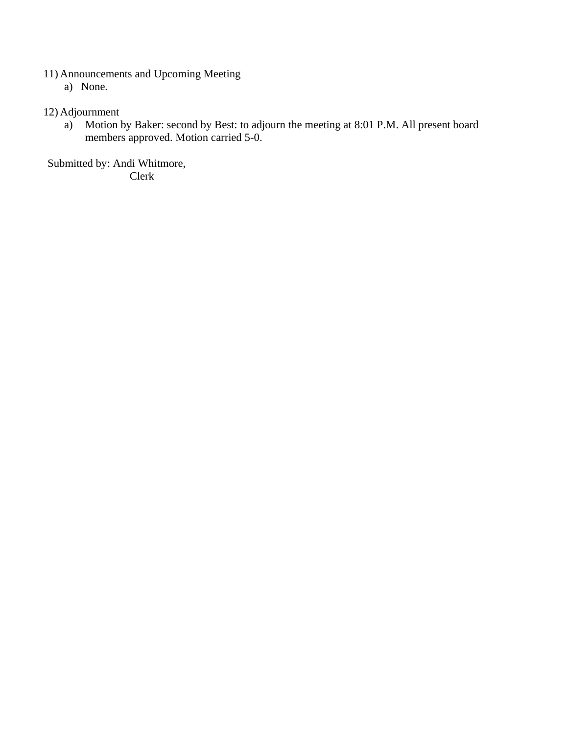11) Announcements and Upcoming Meeting
   a) None.

12) Adjournment
   a) Motion by Baker: second by Best: to adjourn the meeting at 8:01 P.M. All present board members approved. Motion carried 5-0.

Submitted by: Andi Whitmore,
Clerk